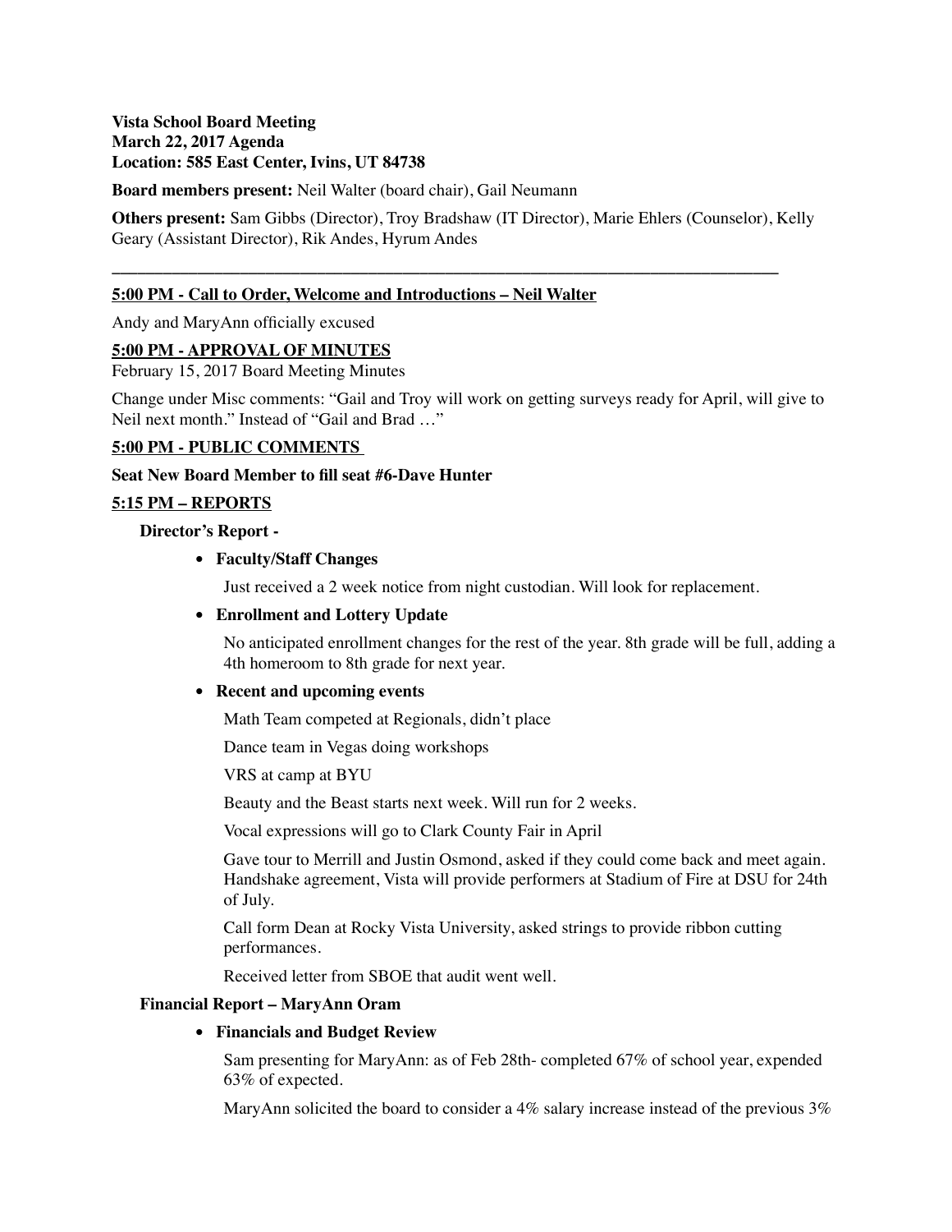**Vista School Board Meeting**
**March 22, 2017 Agenda**
**Location: 585 East Center, Ivins, UT 84738**

**Board members present:** Neil Walter (board chair), Gail Neumann

**Others present:** Sam Gibbs (Director), Troy Bradshaw (IT Director), Marie Ehlers (Counselor), Kelly Geary (Assistant Director), Rik Andes, Hyrum Andes

---

**5:00 PM - Call to Order, Welcome and Introductions – Neil Walter**

Andy and MaryAnn officially excused

**5:00 PM - APPROVAL OF MINUTES**

February 15, 2017 Board Meeting Minutes

Change under Misc comments: "Gail and Troy will work on getting surveys ready for April, will give to Neil next month." Instead of "Gail and Brad …"

**5:00 PM - PUBLIC COMMENTS**

**Seat New Board Member to fill seat #6-Dave Hunter**

**5:15 PM – REPORTS**

**Director's Report -**

- **Faculty/Staff Changes**

  Just received a 2 week notice from night custodian. Will look for replacement.

- **Enrollment and Lottery Update**

  No anticipated enrollment changes for the rest of the year. 8th grade will be full, adding a 4th homeroom to 8th grade for next year.

- **Recent and upcoming events**

  Math Team competed at Regionals, didn't place

  Dance team in Vegas doing workshops

  VRS at camp at BYU

  Beauty and the Beast starts next week. Will run for 2 weeks.

  Vocal expressions will go to Clark County Fair in April

  Gave tour to Merrill and Justin Osmond, asked if they could come back and meet again. Handshake agreement, Vista will provide performers at Stadium of Fire at DSU for 24th of July.

  Call form Dean at Rocky Vista University, asked strings to provide ribbon cutting performances.

  Received letter from SBOE that audit went well.

**Financial Report – MaryAnn Oram**

- **Financials and Budget Review**

  Sam presenting for MaryAnn: as of Feb 28th- completed 67% of school year, expended 63% of expected.

  MaryAnn solicited the board to consider a 4% salary increase instead of the previous 3%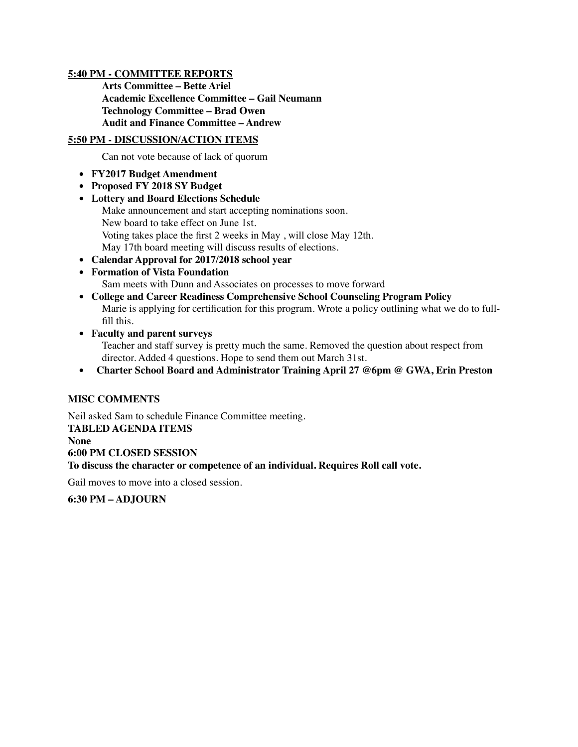**5:40 PM - COMMITTEE REPORTS**

**Arts Committee – Bette Ariel**
**Academic Excellence Committee – Gail Neumann**
**Technology Committee – Brad Owen**
**Audit and Finance Committee – Andrew**

**5:50 PM - DISCUSSION/ACTION ITEMS**

Can not vote because of lack of quorum

- **FY2017 Budget Amendment**
- **Proposed FY 2018 SY Budget**
- **Lottery and Board Elections Schedule**
  Make announcement and start accepting nominations soon.
  New board to take effect on June 1st.
  Voting takes place the first 2 weeks in May , will close May 12th.
  May 17th board meeting will discuss results of elections.
- **Calendar Approval for 2017/2018 school year**
- **Formation of Vista Foundation**
  Sam meets with Dunn and Associates on processes to move forward
- **College and Career Readiness Comprehensive School Counseling Program Policy**
  Marie is applying for certification for this program. Wrote a policy outlining what we do to full-fill this.
- **Faculty and parent surveys**
  Teacher and staff survey is pretty much the same. Removed the question about respect from director. Added 4 questions. Hope to send them out March 31st.
- **Charter School Board and Administrator Training April 27 @6pm @ GWA, Erin Preston**

**MISC COMMENTS**

Neil asked Sam to schedule Finance Committee meeting.

**TABLED AGENDA ITEMS**

**None**

**6:00 PM CLOSED SESSION**

**To discuss the character or competence of an individual. Requires Roll call vote.**

Gail moves to move into a closed session.

**6:30 PM – ADJOURN**